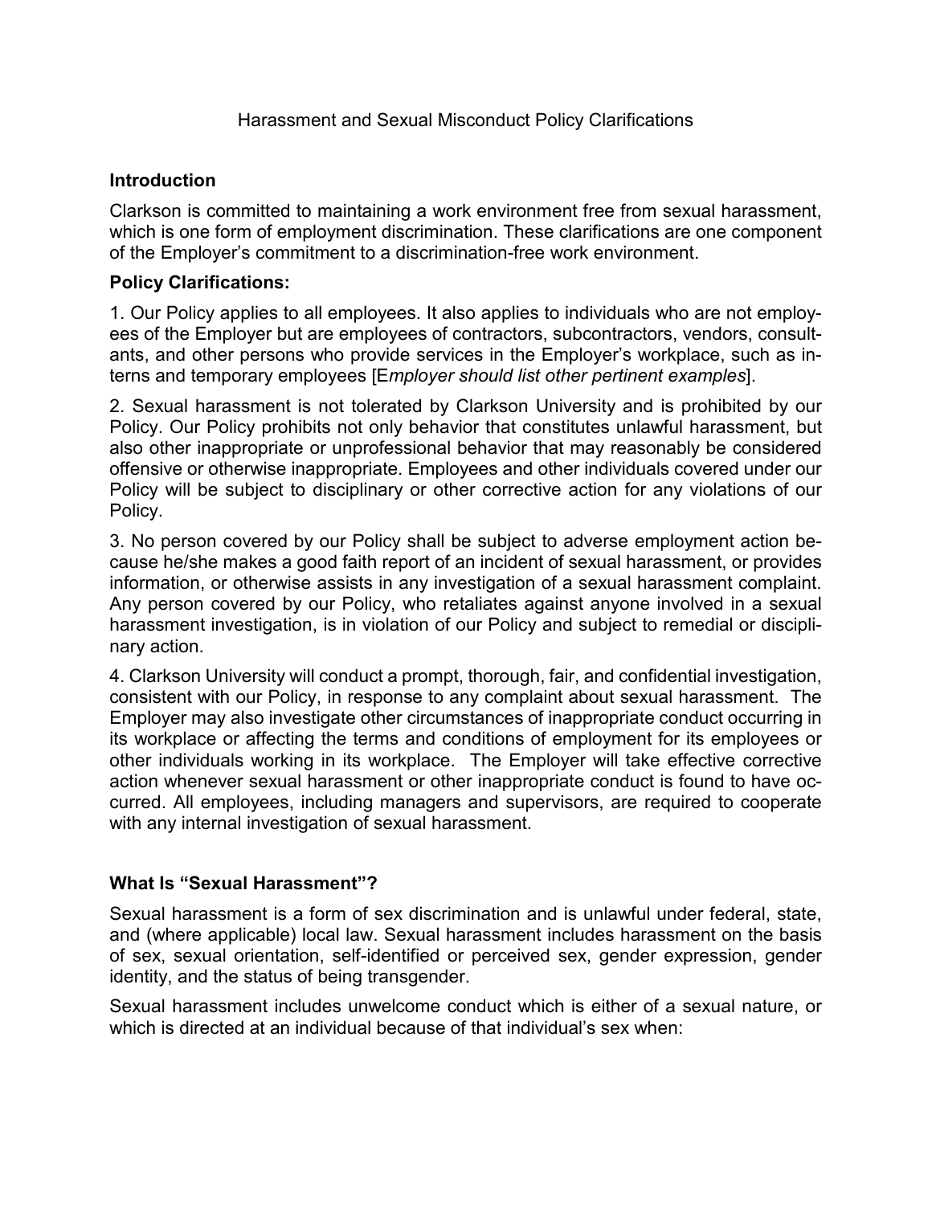Harassment and Sexual Misconduct Policy Clarifications

## Introduction

Clarkson is committed to maintaining a work environment free from sexual harassment, which is one form of employment discrimination. These clarifications are one component of the Employer's commitment to a discrimination-free work environment.

## Policy Clarifications:

1. Our Policy applies to all employees. It also applies to individuals who are not employees of the Employer but are employees of contractors, subcontractors, vendors, consultants, and other persons who provide services in the Employer's workplace, such as interns and temporary employees [E*mployer should list other pertinent examples*].

2. Sexual harassment is not tolerated by Clarkson University and is prohibited by our Policy. Our Policy prohibits not only behavior that constitutes unlawful harassment, but also other inappropriate or unprofessional behavior that may reasonably be considered offensive or otherwise inappropriate. Employees and other individuals covered under our Policy will be subject to disciplinary or other corrective action for any violations of our Policy.

3. No person covered by our Policy shall be subject to adverse employment action because he/she makes a good faith report of an incident of sexual harassment, or provides information, or otherwise assists in any investigation of a sexual harassment complaint. Any person covered by our Policy, who retaliates against anyone involved in a sexual harassment investigation, is in violation of our Policy and subject to remedial or disciplinary action.

4. Clarkson University will conduct a prompt, thorough, fair, and confidential investigation, consistent with our Policy, in response to any complaint about sexual harassment. The Employer may also investigate other circumstances of inappropriate conduct occurring in its workplace or affecting the terms and conditions of employment for its employees or other individuals working in its workplace. The Employer will take effective corrective action whenever sexual harassment or other inappropriate conduct is found to have occurred. All employees, including managers and supervisors, are required to cooperate with any internal investigation of sexual harassment.

## What Is "Sexual Harassment"?

Sexual harassment is a form of sex discrimination and is unlawful under federal, state, and (where applicable) local law. Sexual harassment includes harassment on the basis of sex, sexual orientation, self-identified or perceived sex, gender expression, gender identity, and the status of being transgender.

Sexual harassment includes unwelcome conduct which is either of a sexual nature, or which is directed at an individual because of that individual's sex when: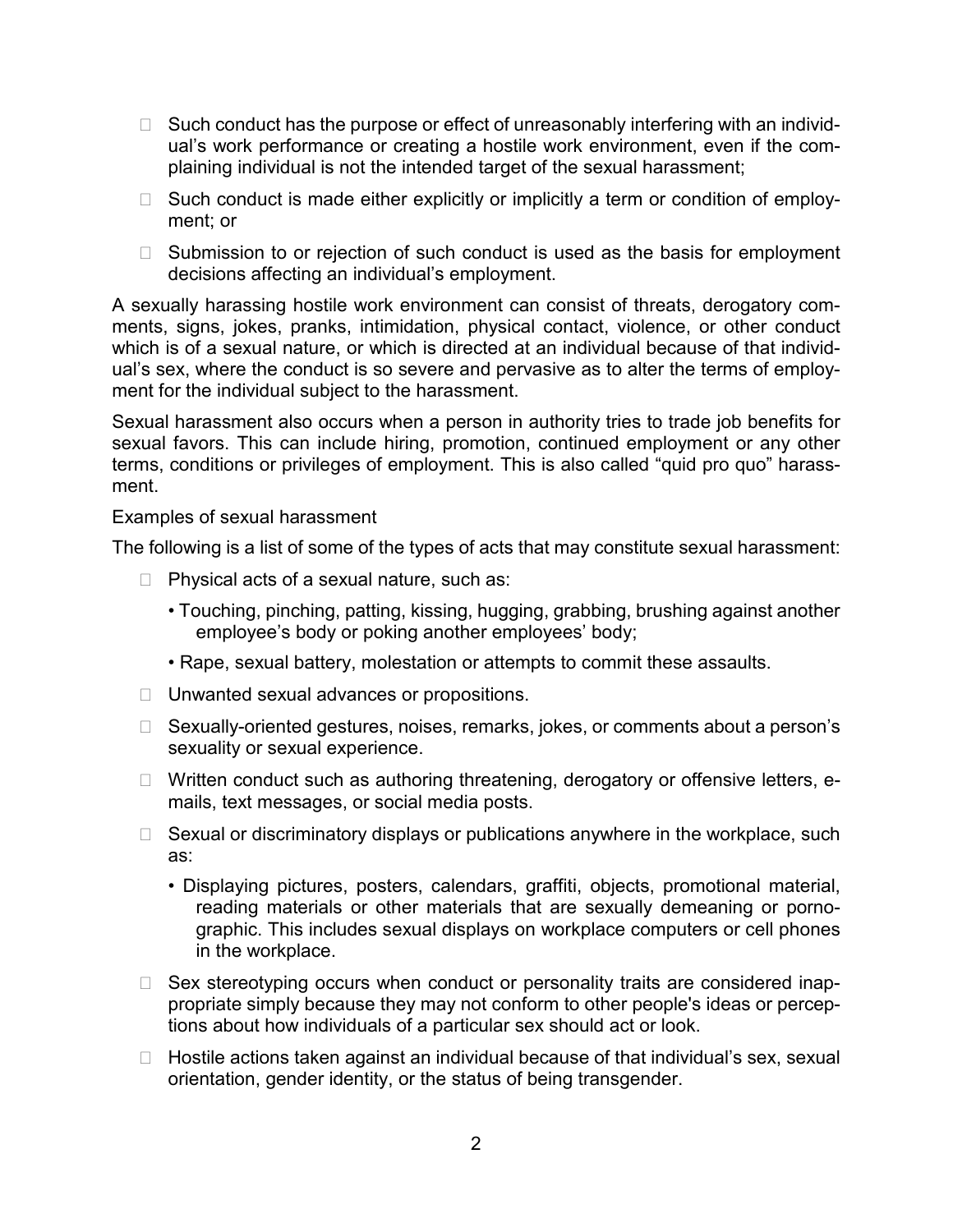- Such conduct has the purpose or effect of unreasonably interfering with an individual's work performance or creating a hostile work environment, even if the complaining individual is not the intended target of the sexual harassment;
- Such conduct is made either explicitly or implicitly a term or condition of employment; or
- Submission to or rejection of such conduct is used as the basis for employment decisions affecting an individual's employment.

A sexually harassing hostile work environment can consist of threats, derogatory comments, signs, jokes, pranks, intimidation, physical contact, violence, or other conduct which is of a sexual nature, or which is directed at an individual because of that individual's sex, where the conduct is so severe and pervasive as to alter the terms of employment for the individual subject to the harassment.

Sexual harassment also occurs when a person in authority tries to trade job benefits for sexual favors. This can include hiring, promotion, continued employment or any other terms, conditions or privileges of employment. This is also called "quid pro quo" harassment.

Examples of sexual harassment

The following is a list of some of the types of acts that may constitute sexual harassment:

- Physical acts of a sexual nature, such as:
  - Touching, pinching, patting, kissing, hugging, grabbing, brushing against another employee's body or poking another employees' body;
  - Rape, sexual battery, molestation or attempts to commit these assaults.
- Unwanted sexual advances or propositions.
- Sexually-oriented gestures, noises, remarks, jokes, or comments about a person's sexuality or sexual experience.
- Written conduct such as authoring threatening, derogatory or offensive letters, e-mails, text messages, or social media posts.
- Sexual or discriminatory displays or publications anywhere in the workplace, such as:
  - Displaying pictures, posters, calendars, graffiti, objects, promotional material, reading materials or other materials that are sexually demeaning or pornographic. This includes sexual displays on workplace computers or cell phones in the workplace.
- Sex stereotyping occurs when conduct or personality traits are considered inappropriate simply because they may not conform to other people's ideas or perceptions about how individuals of a particular sex should act or look.
- Hostile actions taken against an individual because of that individual's sex, sexual orientation, gender identity, or the status of being transgender.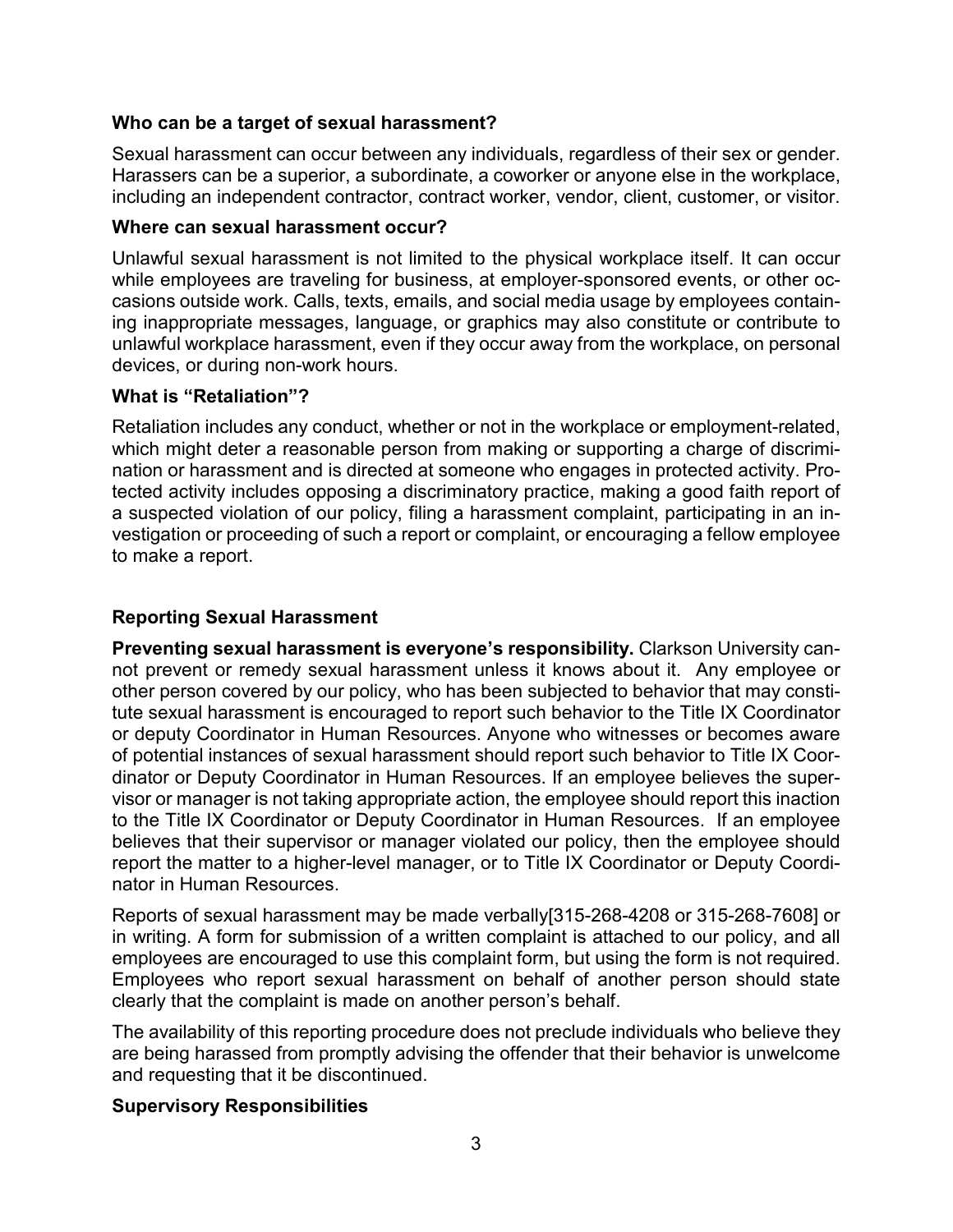### Who can be a target of sexual harassment?

Sexual harassment can occur between any individuals, regardless of their sex or gender. Harassers can be a superior, a subordinate, a coworker or anyone else in the workplace, including an independent contractor, contract worker, vendor, client, customer, or visitor.

### Where can sexual harassment occur?

Unlawful sexual harassment is not limited to the physical workplace itself. It can occur while employees are traveling for business, at employer-sponsored events, or other occasions outside work. Calls, texts, emails, and social media usage by employees containing inappropriate messages, language, or graphics may also constitute or contribute to unlawful workplace harassment, even if they occur away from the workplace, on personal devices, or during non-work hours.

### What is "Retaliation"?

Retaliation includes any conduct, whether or not in the workplace or employment-related, which might deter a reasonable person from making or supporting a charge of discrimination or harassment and is directed at someone who engages in protected activity. Protected activity includes opposing a discriminatory practice, making a good faith report of a suspected violation of our policy, filing a harassment complaint, participating in an investigation or proceeding of such a report or complaint, or encouraging a fellow employee to make a report.

## Reporting Sexual Harassment

**Preventing sexual harassment is everyone's responsibility.** Clarkson University cannot prevent or remedy sexual harassment unless it knows about it. Any employee or other person covered by our policy, who has been subjected to behavior that may constitute sexual harassment is encouraged to report such behavior to the Title IX Coordinator or deputy Coordinator in Human Resources. Anyone who witnesses or becomes aware of potential instances of sexual harassment should report such behavior to Title IX Coordinator or Deputy Coordinator in Human Resources. If an employee believes the supervisor or manager is not taking appropriate action, the employee should report this inaction to the Title IX Coordinator or Deputy Coordinator in Human Resources. If an employee believes that their supervisor or manager violated our policy, then the employee should report the matter to a higher-level manager, or to Title IX Coordinator or Deputy Coordinator in Human Resources.

Reports of sexual harassment may be made verbally[315-268-4208 or 315-268-7608] or in writing. A form for submission of a written complaint is attached to our policy, and all employees are encouraged to use this complaint form, but using the form is not required. Employees who report sexual harassment on behalf of another person should state clearly that the complaint is made on another person's behalf.

The availability of this reporting procedure does not preclude individuals who believe they are being harassed from promptly advising the offender that their behavior is unwelcome and requesting that it be discontinued.

### Supervisory Responsibilities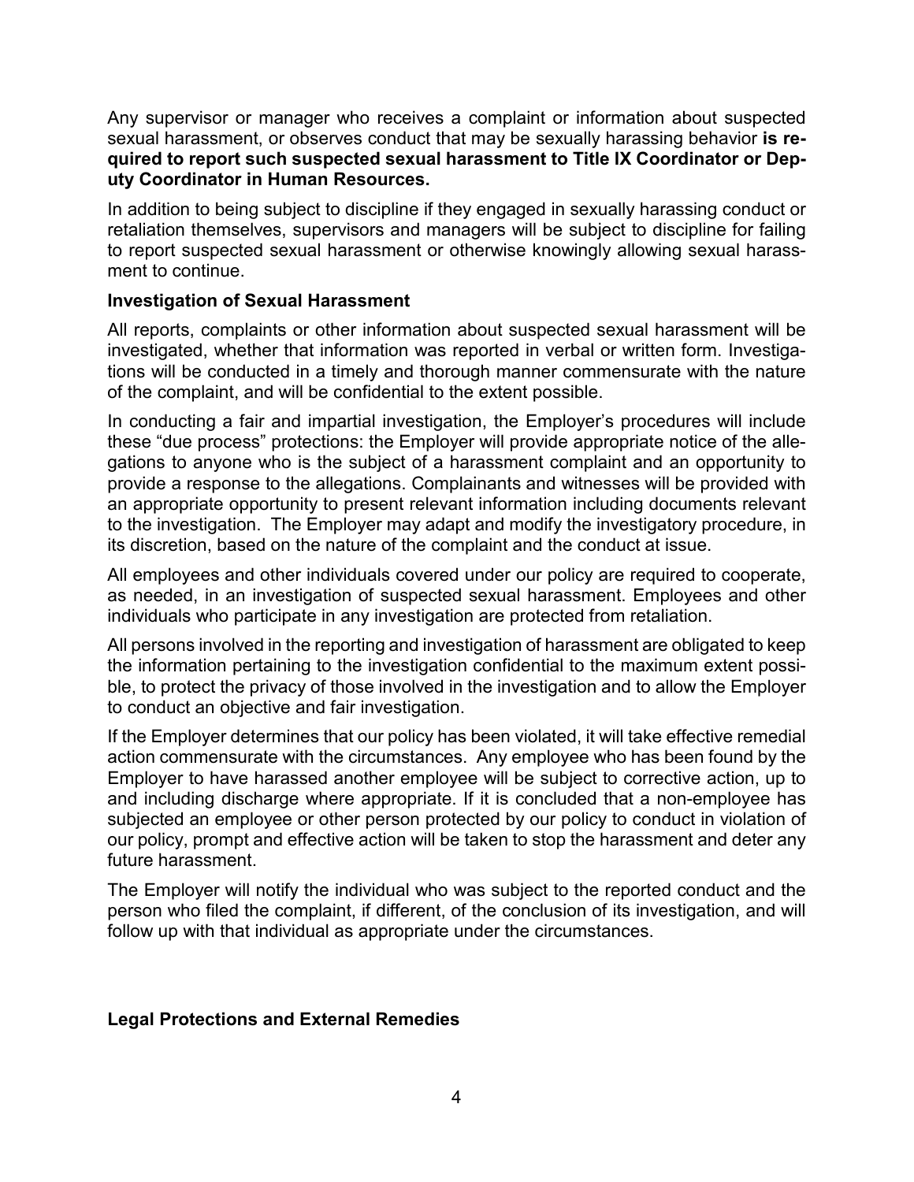Any supervisor or manager who receives a complaint or information about suspected sexual harassment, or observes conduct that may be sexually harassing behavior **is required to report such suspected sexual harassment to Title IX Coordinator or Deputy Coordinator in Human Resources.**

In addition to being subject to discipline if they engaged in sexually harassing conduct or retaliation themselves, supervisors and managers will be subject to discipline for failing to report suspected sexual harassment or otherwise knowingly allowing sexual harassment to continue.

**Investigation of Sexual Harassment**

All reports, complaints or other information about suspected sexual harassment will be investigated, whether that information was reported in verbal or written form. Investigations will be conducted in a timely and thorough manner commensurate with the nature of the complaint, and will be confidential to the extent possible.

In conducting a fair and impartial investigation, the Employer's procedures will include these "due process" protections: the Employer will provide appropriate notice of the allegations to anyone who is the subject of a harassment complaint and an opportunity to provide a response to the allegations. Complainants and witnesses will be provided with an appropriate opportunity to present relevant information including documents relevant to the investigation. The Employer may adapt and modify the investigatory procedure, in its discretion, based on the nature of the complaint and the conduct at issue.

All employees and other individuals covered under our policy are required to cooperate, as needed, in an investigation of suspected sexual harassment. Employees and other individuals who participate in any investigation are protected from retaliation.

All persons involved in the reporting and investigation of harassment are obligated to keep the information pertaining to the investigation confidential to the maximum extent possible, to protect the privacy of those involved in the investigation and to allow the Employer to conduct an objective and fair investigation.

If the Employer determines that our policy has been violated, it will take effective remedial action commensurate with the circumstances. Any employee who has been found by the Employer to have harassed another employee will be subject to corrective action, up to and including discharge where appropriate. If it is concluded that a non-employee has subjected an employee or other person protected by our policy to conduct in violation of our policy, prompt and effective action will be taken to stop the harassment and deter any future harassment.

The Employer will notify the individual who was subject to the reported conduct and the person who filed the complaint, if different, of the conclusion of its investigation, and will follow up with that individual as appropriate under the circumstances.

**Legal Protections and External Remedies**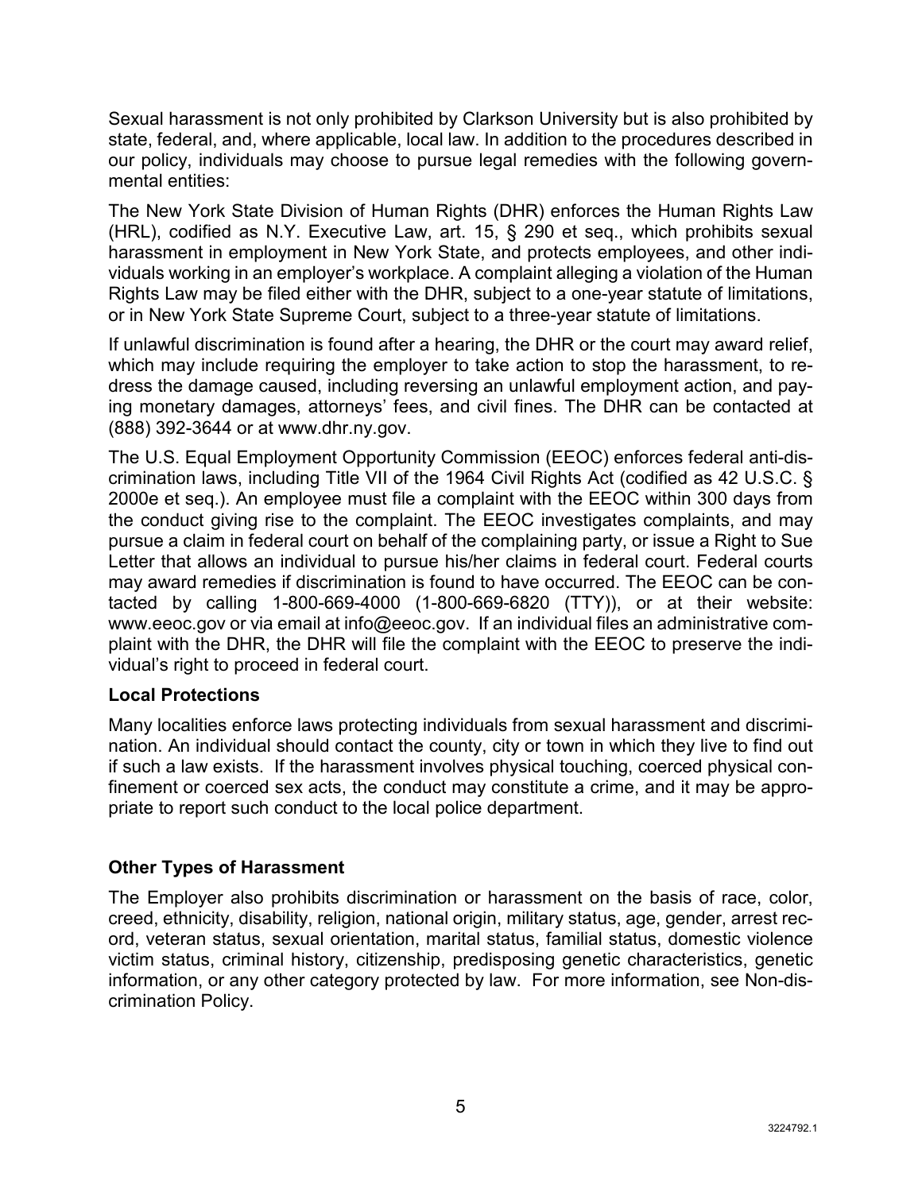Sexual harassment is not only prohibited by Clarkson University but is also prohibited by state, federal, and, where applicable, local law. In addition to the procedures described in our policy, individuals may choose to pursue legal remedies with the following governmental entities:

The New York State Division of Human Rights (DHR) enforces the Human Rights Law (HRL), codified as N.Y. Executive Law, art. 15, § 290 et seq., which prohibits sexual harassment in employment in New York State, and protects employees, and other individuals working in an employer's workplace. A complaint alleging a violation of the Human Rights Law may be filed either with the DHR, subject to a one-year statute of limitations, or in New York State Supreme Court, subject to a three-year statute of limitations.

If unlawful discrimination is found after a hearing, the DHR or the court may award relief, which may include requiring the employer to take action to stop the harassment, to redress the damage caused, including reversing an unlawful employment action, and paying monetary damages, attorneys' fees, and civil fines. The DHR can be contacted at (888) 392-3644 or at www.dhr.ny.gov.

The U.S. Equal Employment Opportunity Commission (EEOC) enforces federal anti-discrimination laws, including Title VII of the 1964 Civil Rights Act (codified as 42 U.S.C. § 2000e et seq.). An employee must file a complaint with the EEOC within 300 days from the conduct giving rise to the complaint. The EEOC investigates complaints, and may pursue a claim in federal court on behalf of the complaining party, or issue a Right to Sue Letter that allows an individual to pursue his/her claims in federal court. Federal courts may award remedies if discrimination is found to have occurred. The EEOC can be contacted by calling 1-800-669-4000 (1-800-669-6820 (TTY)), or at their website: www.eeoc.gov or via email at info@eeoc.gov. If an individual files an administrative complaint with the DHR, the DHR will file the complaint with the EEOC to preserve the individual's right to proceed in federal court.

**Local Protections**

Many localities enforce laws protecting individuals from sexual harassment and discrimination. An individual should contact the county, city or town in which they live to find out if such a law exists. If the harassment involves physical touching, coerced physical confinement or coerced sex acts, the conduct may constitute a crime, and it may be appropriate to report such conduct to the local police department.

**Other Types of Harassment**

The Employer also prohibits discrimination or harassment on the basis of race, color, creed, ethnicity, disability, religion, national origin, military status, age, gender, arrest record, veteran status, sexual orientation, marital status, familial status, domestic violence victim status, criminal history, citizenship, predisposing genetic characteristics, genetic information, or any other category protected by law. For more information, see Non-discrimination Policy.